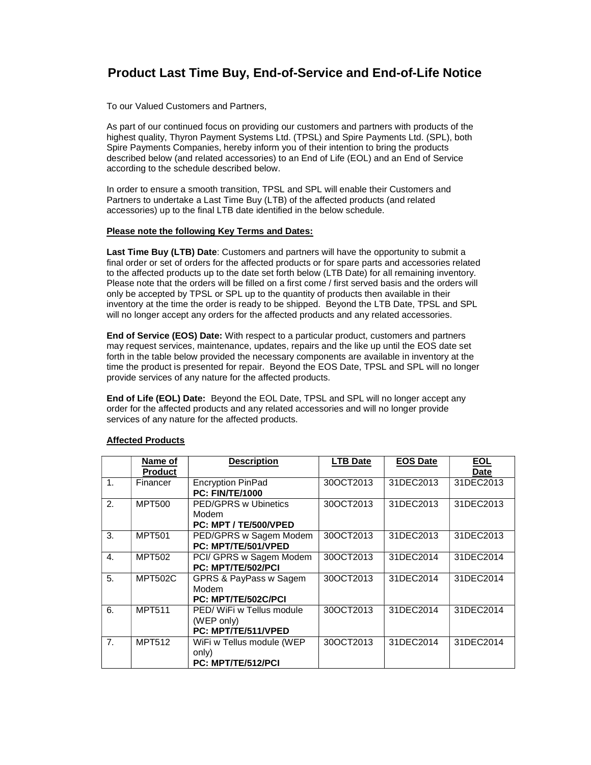# Product Last Time Buy, End-of-Service and End-of-Life Notice

To our Valued Customers and Partners,

As part of our continued focus on providing our customers and partners with products of the highest quality, Thyron Payment Systems Ltd. (TPSL) and Spire Payments Ltd. (SPL), both Spire Payments Companies, hereby inform you of their intention to bring the products described below (and related accessories) to an End of Life (EOL) and an End of Service according to the schedule described below.

In order to ensure a smooth transition, TPSL and SPL will enable their Customers and Partners to undertake a Last Time Buy (LTB) of the affected products (and related accessories) up to the final LTB date identified in the below schedule.

**Please note the following Key Terms and Dates:**

**Last Time Buy (LTB) Date**: Customers and partners will have the opportunity to submit a final order or set of orders for the affected products or for spare parts and accessories related to the affected products up to the date set forth below (LTB Date) for all remaining inventory. Please note that the orders will be filled on a first come / first served basis and the orders will only be accepted by TPSL or SPL up to the quantity of products then available in their inventory at the time the order is ready to be shipped. Beyond the LTB Date, TPSL and SPL will no longer accept any orders for the affected products and any related accessories.

**End of Service (EOS) Date:** With respect to a particular product, customers and partners may request services, maintenance, updates, repairs and the like up until the EOS date set forth in the table below provided the necessary components are available in inventory at the time the product is presented for repair. Beyond the EOS Date, TPSL and SPL will no longer provide services of any nature for the affected products.

**End of Life (EOL) Date:** Beyond the EOL Date, TPSL and SPL will no longer accept any order for the affected products and any related accessories and will no longer provide services of any nature for the affected products.

**Affected Products**

| | Name of Product | Description | LTB Date | EOS Date | EOL Date |
|---|---|---|---|---|---|
| 1. | Financer | Encryption PinPad **PC: FIN/TE/1000** | 30OCT2013 | 31DEC2013 | 31DEC2013 |
| 2. | MPT500 | PED/GPRS w Ubinetics Modem **PC: MPT / TE/500/VPED** | 30OCT2013 | 31DEC2013 | 31DEC2013 |
| 3. | MPT501 | PED/GPRS w Sagem Modem **PC: MPT/TE/501/VPED** | 30OCT2013 | 31DEC2013 | 31DEC2013 |
| 4. | MPT502 | PCI/ GPRS w Sagem Modem **PC: MPT/TE/502/PCI** | 30OCT2013 | 31DEC2014 | 31DEC2014 |
| 5. | MPT502C | GPRS & PayPass w Sagem Modem **PC: MPT/TE/502C/PCI** | 30OCT2013 | 31DEC2014 | 31DEC2014 |
| 6. | MPT511 | PED/ WiFi w Tellus module (WEP only) **PC: MPT/TE/511/VPED** | 30OCT2013 | 31DEC2014 | 31DEC2014 |
| 7. | MPT512 | WiFi w Tellus module (WEP only) **PC: MPT/TE/512/PCI** | 30OCT2013 | 31DEC2014 | 31DEC2014 |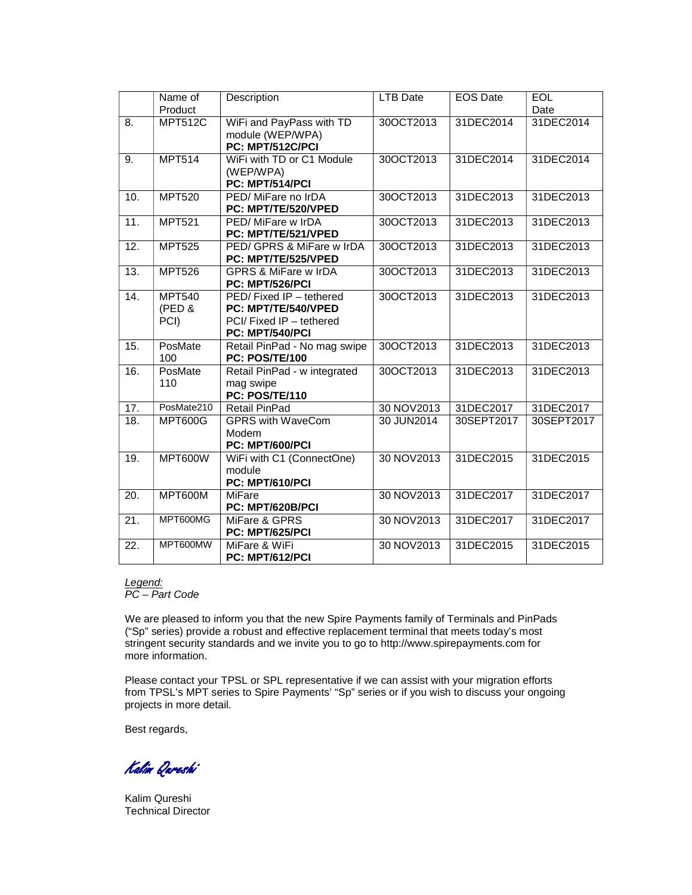| | Name of Product | Description | LTB Date | EOS Date | EOL Date |
|---|---|---|---|---|---|
| 8. | MPT512C | WiFi and PayPass with TD module (WEP/WPA) **PC: MPT/512C/PCI** | 30OCT2013 | 31DEC2014 | 31DEC2014 |
| 9. | MPT514 | WiFi with TD or C1 Module (WEP/WPA) **PC: MPT/514/PCI** | 30OCT2013 | 31DEC2014 | 31DEC2014 |
| 10. | MPT520 | PED/ MiFare no IrDA **PC: MPT/TE/520/VPED** | 30OCT2013 | 31DEC2013 | 31DEC2013 |
| 11. | MPT521 | PED/ MiFare w IrDA **PC: MPT/TE/521/VPED** | 30OCT2013 | 31DEC2013 | 31DEC2013 |
| 12. | MPT525 | PED/ GPRS & MiFare w IrDA **PC: MPT/TE/525/VPED** | 30OCT2013 | 31DEC2013 | 31DEC2013 |
| 13. | MPT526 | GPRS & MiFare w IrDA **PC: MPT/526/PCI** | 30OCT2013 | 31DEC2013 | 31DEC2013 |
| 14. | MPT540 (PED & PCI) | PED/ Fixed IP – tethered **PC: MPT/TE/540/VPED** PCI/ Fixed IP – tethered **PC: MPT/540/PCI** | 30OCT2013 | 31DEC2013 | 31DEC2013 |
| 15. | PosMate 100 | Retail PinPad - No mag swipe **PC: POS/TE/100** | 30OCT2013 | 31DEC2013 | 31DEC2013 |
| 16. | PosMate 110 | Retail PinPad - w integrated mag swipe **PC: POS/TE/110** | 30OCT2013 | 31DEC2013 | 31DEC2013 |
| 17. | PosMate210 | Retail PinPad | 30 NOV2013 | 31DEC2017 | 31DEC2017 |
| 18. | MPT600G | GPRS with WaveCom Modem **PC: MPT/600/PCI** | 30 JUN2014 | 30SEPT2017 | 30SEPT2017 |
| 19. | MPT600W | WiFi with C1 (ConnectOne) module **PC: MPT/610/PCI** | 30 NOV2013 | 31DEC2015 | 31DEC2015 |
| 20. | MPT600M | MiFare **PC: MPT/620B/PCI** | 30 NOV2013 | 31DEC2017 | 31DEC2017 |
| 21. | MPT600MG | MiFare & GPRS **PC: MPT/625/PCI** | 30 NOV2013 | 31DEC2017 | 31DEC2017 |
| 22. | MPT600MW | MiFare & WiFi **PC: MPT/612/PCI** | 30 NOV2013 | 31DEC2015 | 31DEC2015 |

*Legend:*
*PC – Part Code*

We are pleased to inform you that the new Spire Payments family of Terminals and PinPads ("Sp" series) provide a robust and effective replacement terminal that meets today's most stringent security standards and we invite you to go to http://www.spirepayments.com for more information.

Please contact your TPSL or SPL representative if we can assist with your migration efforts from TPSL's MPT series to Spire Payments' "Sp" series or if you wish to discuss your ongoing projects in more detail.

Best regards,

*Kalim Qureshi*

Kalim Qureshi
Technical Director